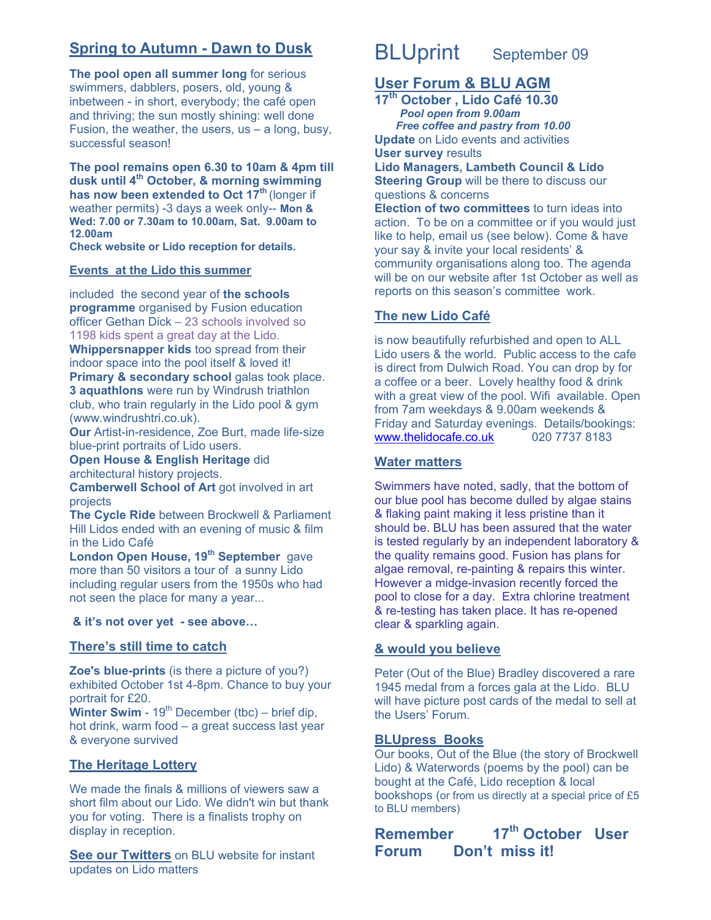## Spring to Autumn - Dawn to Dusk

**The pool open all summer long** for serious swimmers, dabblers, posers, old, young & inbetween - in short, everybody; the café open and thriving; the sun mostly shining: well done Fusion, the weather, the users, us – a long, busy, successful season!

**The pool remains open 6.30 to 10am & 4pm till dusk until 4th October, & morning swimming has now been extended to Oct 17th** (longer if weather permits) -3 days a week only-- **Mon & Wed: 7.00 or 7.30am to 10.00am, Sat. 9.00am to 12.00am**
**Check website or Lido reception for details.**

### Events at the Lido this summer

included the second year of **the schools programme** organised by Fusion education officer Gethan Dick – 23 schools involved so 1198 kids spent a great day at the Lido.
**Whippersnapper kids** too spread from their indoor space into the pool itself & loved it!
**Primary & secondary school** galas took place.
**3 aquathlons** were run by Windrush triathlon club, who train regularly in the Lido pool & gym (www.windrushtri.co.uk).
**Our** Artist-in-residence, Zoe Burt, made life-size blue-print portraits of Lido users.
**Open House & English Heritage** did architectural history projects.
**Camberwell School of Art** got involved in art projects
**The Cycle Ride** between Brockwell & Parliament Hill Lidos ended with an evening of music & film in the Lido Café
**London Open House, 19th September** gave more than 50 visitors a tour of a sunny Lido including regular users from the 1950s who had not seen the place for many a year...

**& it's not over yet - see above…**

### There's still time to catch

**Zoe's blue-prints** (is there a picture of you?) exhibited October 1st 4-8pm. Chance to buy your portrait for £20.
**Winter Swim** - 19th December (tbc) – brief dip, hot drink, warm food – a great success last year & everyone survived

### The Heritage Lottery

We made the finals & millions of viewers saw a short film about our Lido. We didn't win but thank you for voting. There is a finalists trophy on display in reception.

**See our Twitters** on BLU website for instant updates on Lido matters

# BLUprint September 09

## User Forum & BLU AGM

**17th October , Lido Café 10.30**
***Pool open from 9.00am***
***Free coffee and pastry from 10.00***
**Update** on Lido events and activities
**User survey** results
**Lido Managers, Lambeth Council & Lido Steering Group** will be there to discuss our questions & concerns
**Election of two committees** to turn ideas into action. To be on a committee or if you would just like to help, email us (see below). Come & have your say & invite your local residents' & community organisations along too. The agenda will be on our website after 1st October as well as reports on this season's committee work.

### The new Lido Café

is now beautifully refurbished and open to ALL Lido users & the world. Public access to the cafe is direct from Dulwich Road. You can drop by for a coffee or a beer. Lovely healthy food & drink with a great view of the pool. Wifi available. Open from 7am weekdays & 9.00am weekends & Friday and Saturday evenings. Details/bookings: www.thelidocafe.co.uk 020 7737 8183

### Water matters

Swimmers have noted, sadly, that the bottom of our blue pool has become dulled by algae stains & flaking paint making it less pristine than it should be. BLU has been assured that the water is tested regularly by an independent laboratory & the quality remains good. Fusion has plans for algae removal, re-painting & repairs this winter. However a midge-invasion recently forced the pool to close for a day. Extra chlorine treatment & re-testing has taken place. It has re-opened clear & sparkling again.

### & would you believe

Peter (Out of the Blue) Bradley discovered a rare 1945 medal from a forces gala at the Lido. BLU will have picture post cards of the medal to sell at the Users' Forum.

### BLUpress Books

Our books, Out of the Blue (the story of Brockwell Lido) & Waterwords (poems by the pool) can be bought at the Café, Lido reception & local bookshops (or from us directly at a special price of £5 to BLU members)

**Remember 17th October User Forum Don't miss it!**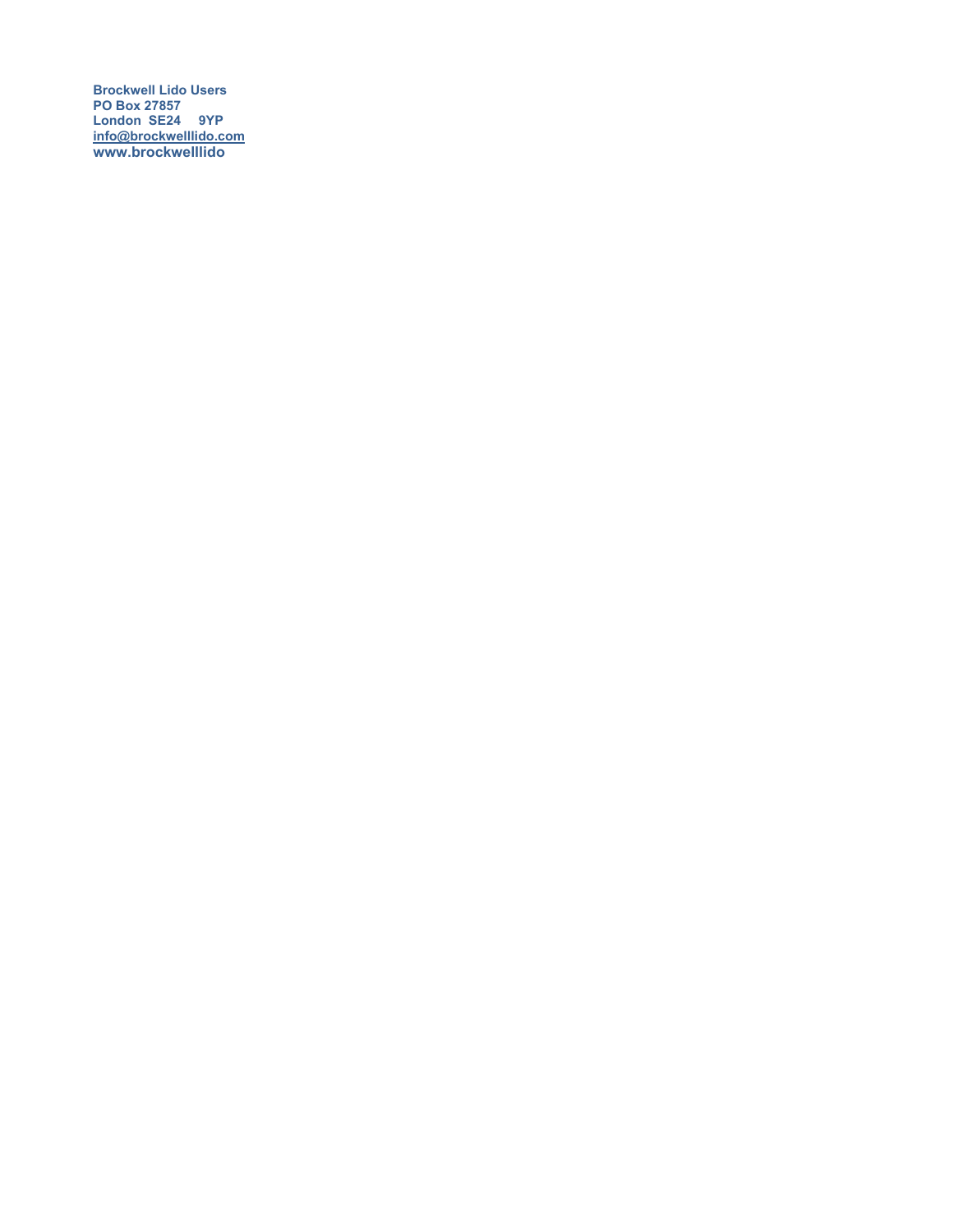**Brockwell Lido Users**
**PO Box 27857**
**London SE24 9YP**
**info@brockwelllido.com**
**www.brockwelllido**